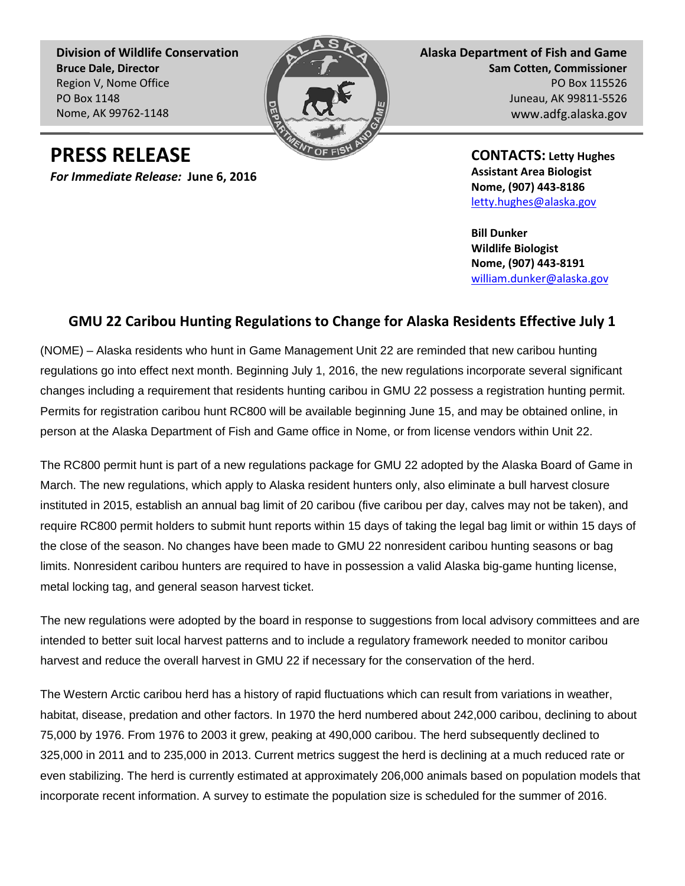**Division of Wildlife Conservation**
**Bruce Dale, Director**
Region V, Nome Office
PO Box 1148
Nome, AK 99762-1148

**Alaska Department of Fish and Game**
**Sam Cotten, Commissioner**
PO Box 115526
Juneau, AK 99811-5526
www.adfg.alaska.gov

# PRESS RELEASE

***For Immediate Release:*** **June 6, 2016**

**CONTACTS: Letty Hughes**
**Assistant Area Biologist**
**Nome, (907) 443-8186**
letty.hughes@alaska.gov

**Bill Dunker**
**Wildlife Biologist**
**Nome, (907) 443-8191**
william.dunker@alaska.gov

## GMU 22 Caribou Hunting Regulations to Change for Alaska Residents Effective July 1

(NOME) – Alaska residents who hunt in Game Management Unit 22 are reminded that new caribou hunting regulations go into effect next month. Beginning July 1, 2016, the new regulations incorporate several significant changes including a requirement that residents hunting caribou in GMU 22 possess a registration hunting permit. Permits for registration caribou hunt RC800 will be available beginning June 15, and may be obtained online, in person at the Alaska Department of Fish and Game office in Nome, or from license vendors within Unit 22.

The RC800 permit hunt is part of a new regulations package for GMU 22 adopted by the Alaska Board of Game in March. The new regulations, which apply to Alaska resident hunters only, also eliminate a bull harvest closure instituted in 2015, establish an annual bag limit of 20 caribou (five caribou per day, calves may not be taken), and require RC800 permit holders to submit hunt reports within 15 days of taking the legal bag limit or within 15 days of the close of the season. No changes have been made to GMU 22 nonresident caribou hunting seasons or bag limits. Nonresident caribou hunters are required to have in possession a valid Alaska big-game hunting license, metal locking tag, and general season harvest ticket.

The new regulations were adopted by the board in response to suggestions from local advisory committees and are intended to better suit local harvest patterns and to include a regulatory framework needed to monitor caribou harvest and reduce the overall harvest in GMU 22 if necessary for the conservation of the herd.

The Western Arctic caribou herd has a history of rapid fluctuations which can result from variations in weather, habitat, disease, predation and other factors. In 1970 the herd numbered about 242,000 caribou, declining to about 75,000 by 1976. From 1976 to 2003 it grew, peaking at 490,000 caribou. The herd subsequently declined to 325,000 in 2011 and to 235,000 in 2013. Current metrics suggest the herd is declining at a much reduced rate or even stabilizing. The herd is currently estimated at approximately 206,000 animals based on population models that incorporate recent information. A survey to estimate the population size is scheduled for the summer of 2016.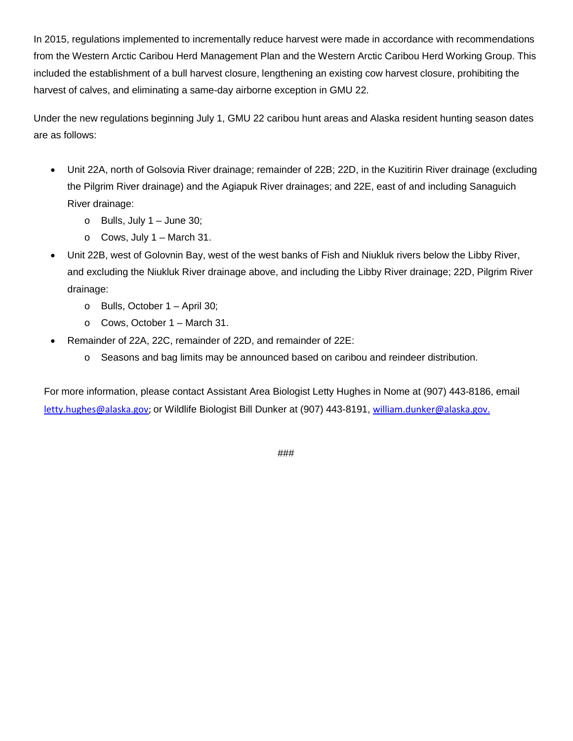In 2015, regulations implemented to incrementally reduce harvest were made in accordance with recommendations from the Western Arctic Caribou Herd Management Plan and the Western Arctic Caribou Herd Working Group. This included the establishment of a bull harvest closure, lengthening an existing cow harvest closure, prohibiting the harvest of calves, and eliminating a same-day airborne exception in GMU 22.

Under the new regulations beginning July 1, GMU 22 caribou hunt areas and Alaska resident hunting season dates are as follows:

- Unit 22A, north of Golsovia River drainage; remainder of 22B; 22D, in the Kuzitirin River drainage (excluding the Pilgrim River drainage) and the Agiapuk River drainages; and 22E, east of and including Sanaguich River drainage:
  - Bulls, July 1 – June 30;
  - Cows, July 1 – March 31.
- Unit 22B, west of Golovnin Bay, west of the west banks of Fish and Niukluk rivers below the Libby River, and excluding the Niukluk River drainage above, and including the Libby River drainage; 22D, Pilgrim River drainage:
  - Bulls, October 1 – April 30;
  - Cows, October 1 – March 31.
- Remainder of 22A, 22C, remainder of 22D, and remainder of 22E:
  - Seasons and bag limits may be announced based on caribou and reindeer distribution.

For more information, please contact Assistant Area Biologist Letty Hughes in Nome at (907) 443-8186, email letty.hughes@alaska.gov; or Wildlife Biologist Bill Dunker at (907) 443-8191, william.dunker@alaska.gov.

###